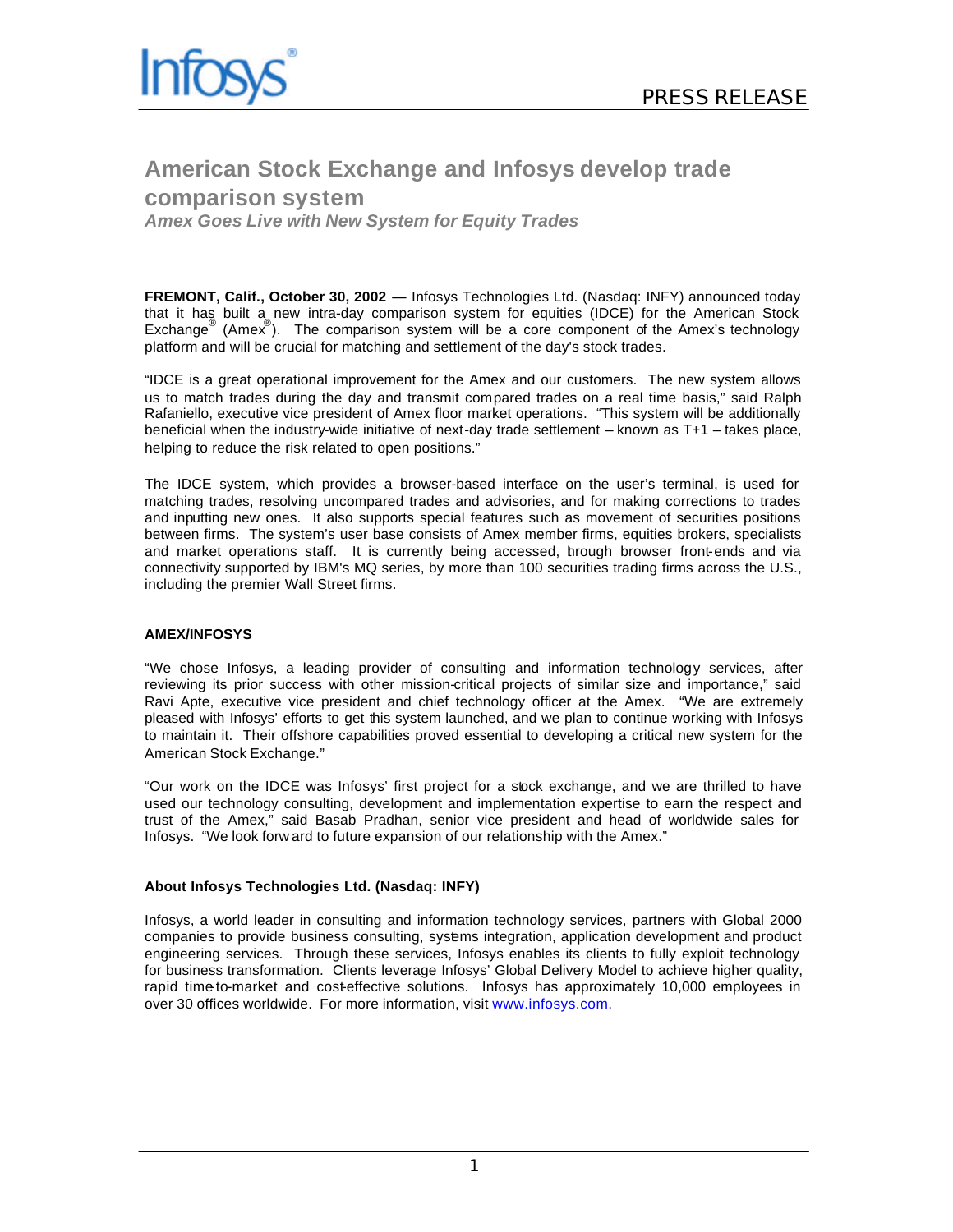Infosys®

PRESS RELEASE

# American Stock Exchange and Infosys develop trade comparison system

***Amex Goes Live with New System for Equity Trades***

**FREMONT, Calif., October 30, 2002 —** Infosys Technologies Ltd. (Nasdaq: INFY) announced today that it has built a new intra-day comparison system for equities (IDCE) for the American Stock Exchange® (Amex®). The comparison system will be a core component of the Amex's technology platform and will be crucial for matching and settlement of the day's stock trades.

"IDCE is a great operational improvement for the Amex and our customers. The new system allows us to match trades during the day and transmit compared trades on a real time basis," said Ralph Rafaniello, executive vice president of Amex floor market operations. "This system will be additionally beneficial when the industry-wide initiative of next-day trade settlement – known as T+1 – takes place, helping to reduce the risk related to open positions."

The IDCE system, which provides a browser-based interface on the user's terminal, is used for matching trades, resolving uncompared trades and advisories, and for making corrections to trades and inputting new ones. It also supports special features such as movement of securities positions between firms. The system's user base consists of Amex member firms, equities brokers, specialists and market operations staff. It is currently being accessed, through browser front-ends and via connectivity supported by IBM's MQ series, by more than 100 securities trading firms across the U.S., including the premier Wall Street firms.

**AMEX/INFOSYS**

"We chose Infosys, a leading provider of consulting and information technology services, after reviewing its prior success with other mission-critical projects of similar size and importance," said Ravi Apte, executive vice president and chief technology officer at the Amex. "We are extremely pleased with Infosys' efforts to get this system launched, and we plan to continue working with Infosys to maintain it. Their offshore capabilities proved essential to developing a critical new system for the American Stock Exchange."

"Our work on the IDCE was Infosys' first project for a stock exchange, and we are thrilled to have used our technology consulting, development and implementation expertise to earn the respect and trust of the Amex," said Basab Pradhan, senior vice president and head of worldwide sales for Infosys. "We look forward to future expansion of our relationship with the Amex."

**About Infosys Technologies Ltd. (Nasdaq: INFY)**

Infosys, a world leader in consulting and information technology services, partners with Global 2000 companies to provide business consulting, systems integration, application development and product engineering services. Through these services, Infosys enables its clients to fully exploit technology for business transformation. Clients leverage Infosys' Global Delivery Model to achieve higher quality, rapid time-to-market and cost-effective solutions. Infosys has approximately 10,000 employees in over 30 offices worldwide. For more information, visit www.infosys.com.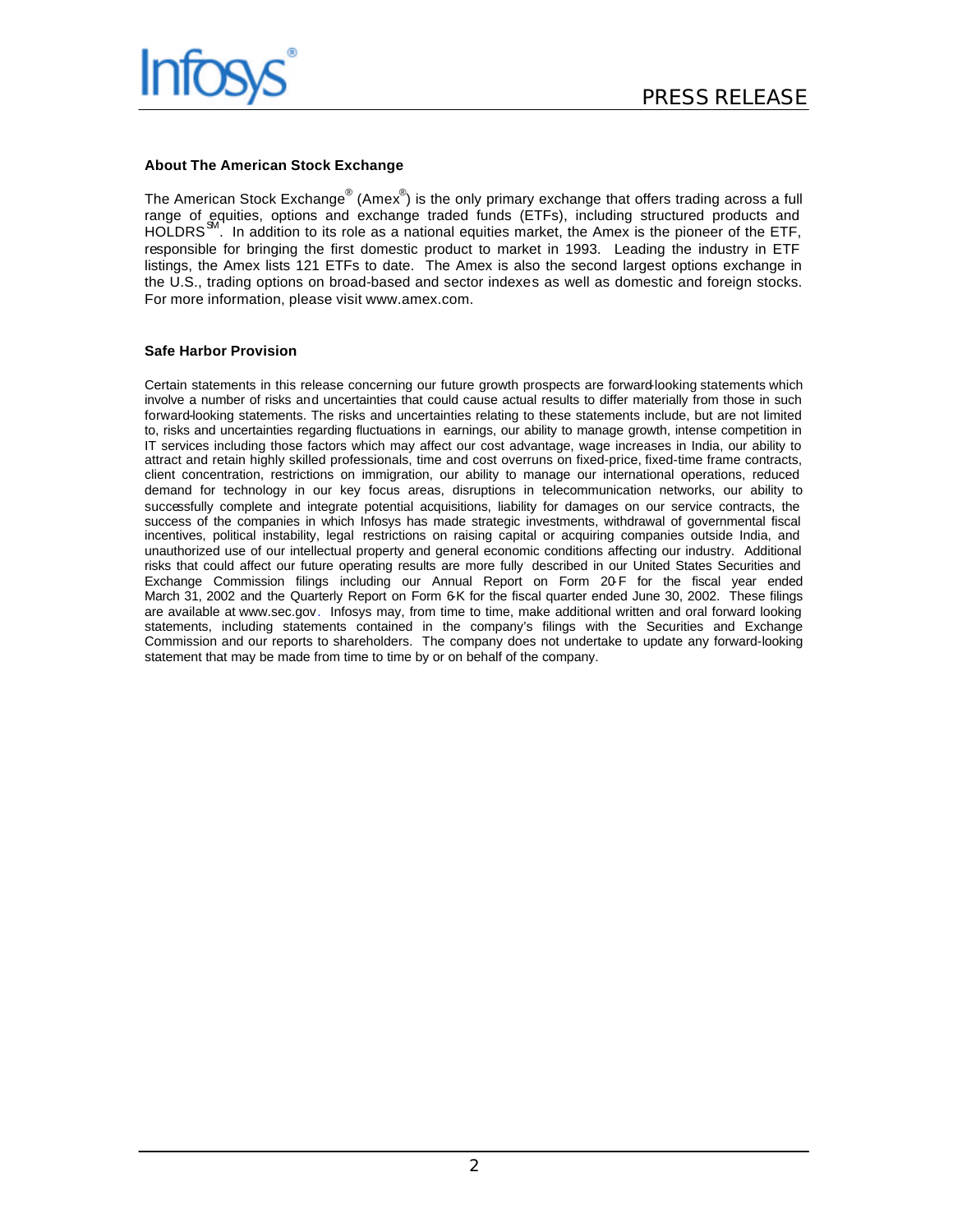## About The American Stock Exchange

The American Stock Exchange® (Amex®) is the only primary exchange that offers trading across a full range of equities, options and exchange traded funds (ETFs), including structured products and HOLDRS℠. In addition to its role as a national equities market, the Amex is the pioneer of the ETF, responsible for bringing the first domestic product to market in 1993. Leading the industry in ETF listings, the Amex lists 121 ETFs to date. The Amex is also the second largest options exchange in the U.S., trading options on broad-based and sector indexes as well as domestic and foreign stocks. For more information, please visit www.amex.com.

## Safe Harbor Provision

Certain statements in this release concerning our future growth prospects are forward-looking statements which involve a number of risks and uncertainties that could cause actual results to differ materially from those in such forward-looking statements. The risks and uncertainties relating to these statements include, but are not limited to, risks and uncertainties regarding fluctuations in earnings, our ability to manage growth, intense competition in IT services including those factors which may affect our cost advantage, wage increases in India, our ability to attract and retain highly skilled professionals, time and cost overruns on fixed-price, fixed-time frame contracts, client concentration, restrictions on immigration, our ability to manage our international operations, reduced demand for technology in our key focus areas, disruptions in telecommunication networks, our ability to successfully complete and integrate potential acquisitions, liability for damages on our service contracts, the success of the companies in which Infosys has made strategic investments, withdrawal of governmental fiscal incentives, political instability, legal restrictions on raising capital or acquiring companies outside India, and unauthorized use of our intellectual property and general economic conditions affecting our industry. Additional risks that could affect our future operating results are more fully described in our United States Securities and Exchange Commission filings including our Annual Report on Form 20-F for the fiscal year ended March 31, 2002 and the Quarterly Report on Form 6-K for the fiscal quarter ended June 30, 2002. These filings are available at www.sec.gov. Infosys may, from time to time, make additional written and oral forward looking statements, including statements contained in the company's filings with the Securities and Exchange Commission and our reports to shareholders. The company does not undertake to update any forward-looking statement that may be made from time to time by or on behalf of the company.